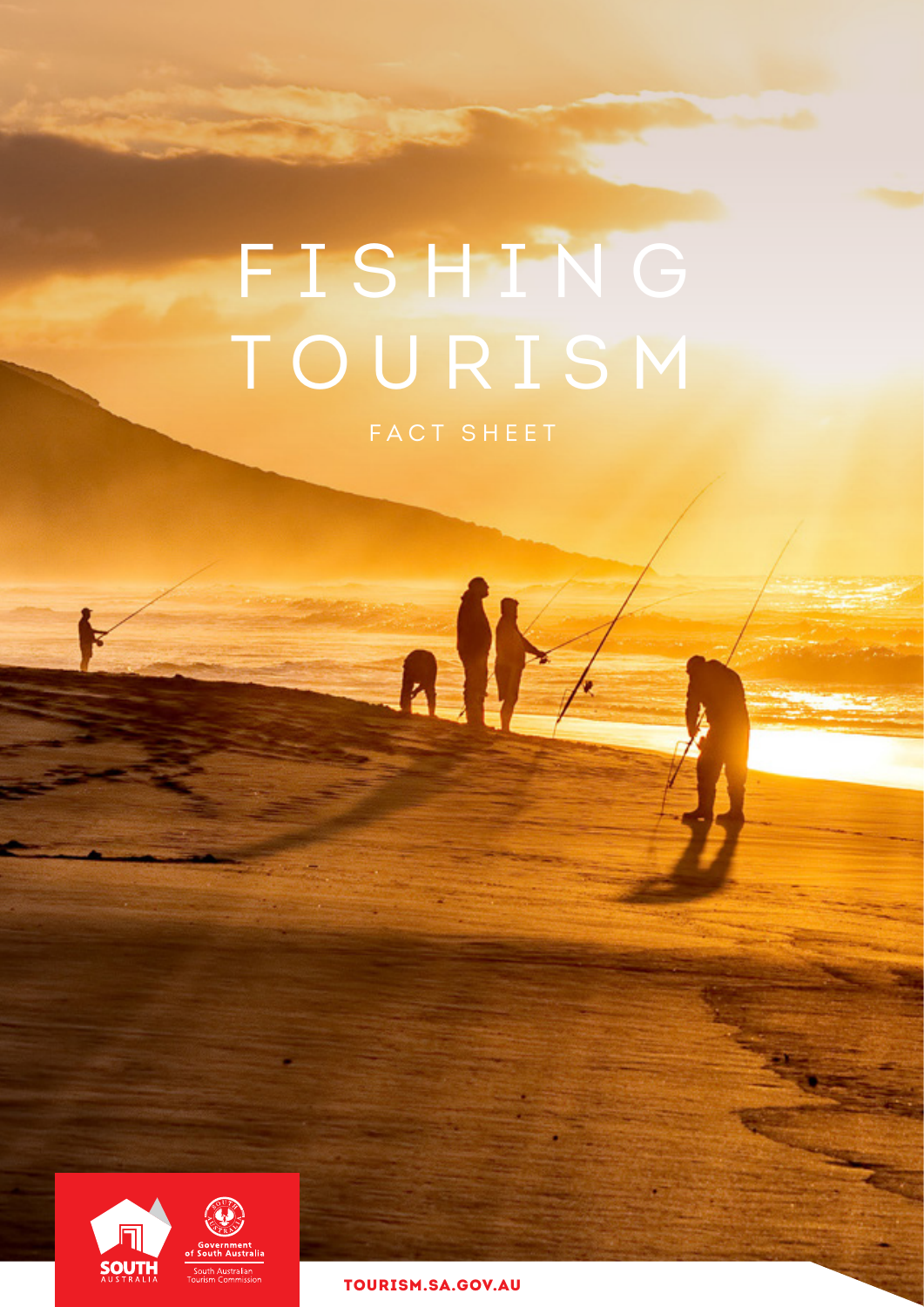# FISHING TOURISM

FACT SHEET

SOUTH AUSTRALIA

Government of South Australia

South Australian Tourism Commission

TOURISM.SA.GOV.AU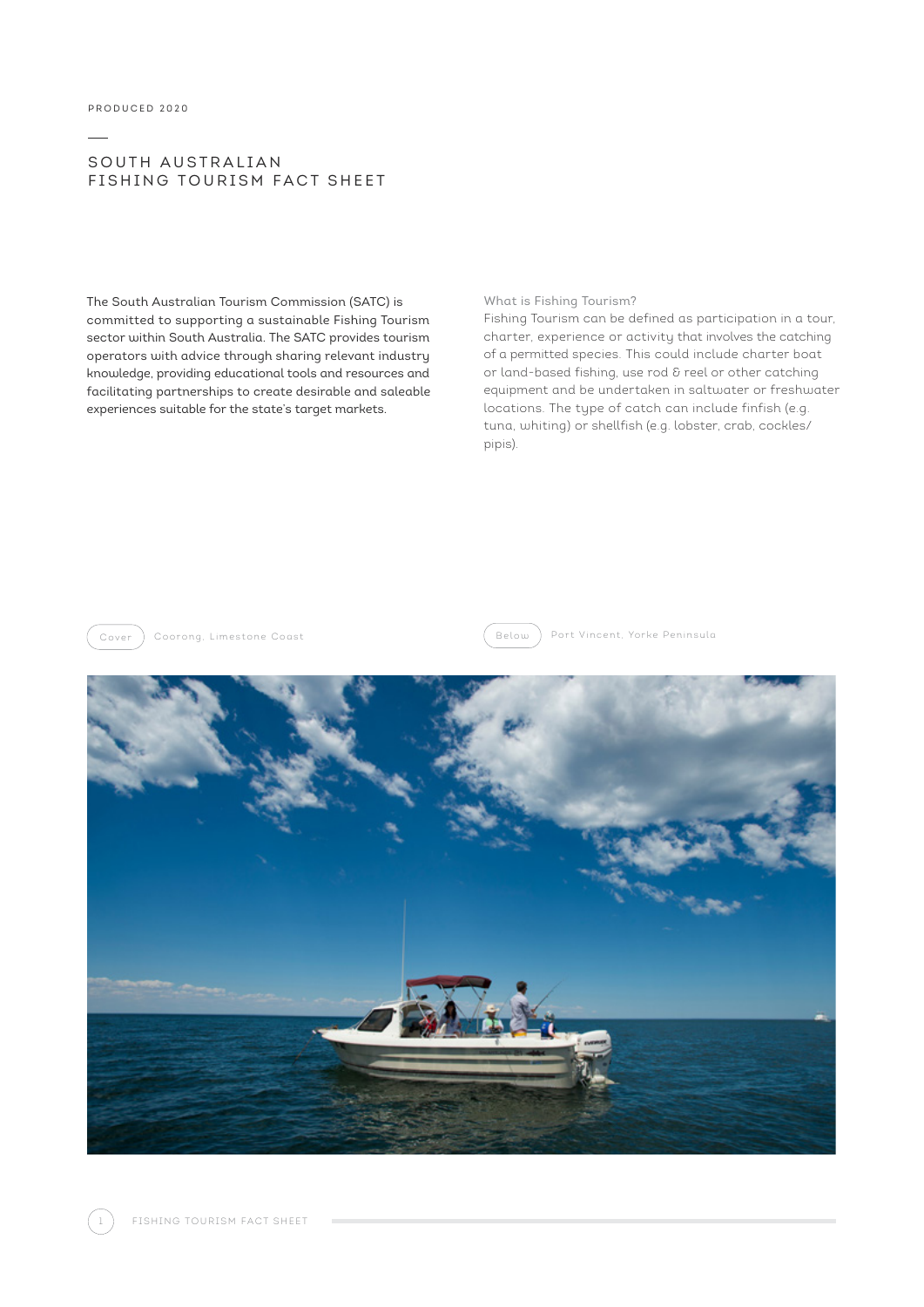PRODUCED 2020

# SOUTH AUSTRALIAN FISHING TOURISM FACT SHEET

The South Australian Tourism Commission (SATC) is committed to supporting a sustainable Fishing Tourism sector within South Australia. The SATC provides tourism operators with advice through sharing relevant industry knowledge, providing educational tools and resources and facilitating partnerships to create desirable and saleable experiences suitable for the state's target markets.

## What is Fishing Tourism?

Fishing Tourism can be defined as participation in a tour, charter, experience or activity that involves the catching of a permitted species. This could include charter boat or land-based fishing, use rod & reel or other catching equipment and be undertaken in saltwater or freshwater locations. The type of catch can include finfish (e.g. tuna, whiting) or shellfish (e.g. lobster, crab, cockles/ pipis).

Cover: Coorong, Limestone Coast

Below: Port Vincent, Yorke Peninsula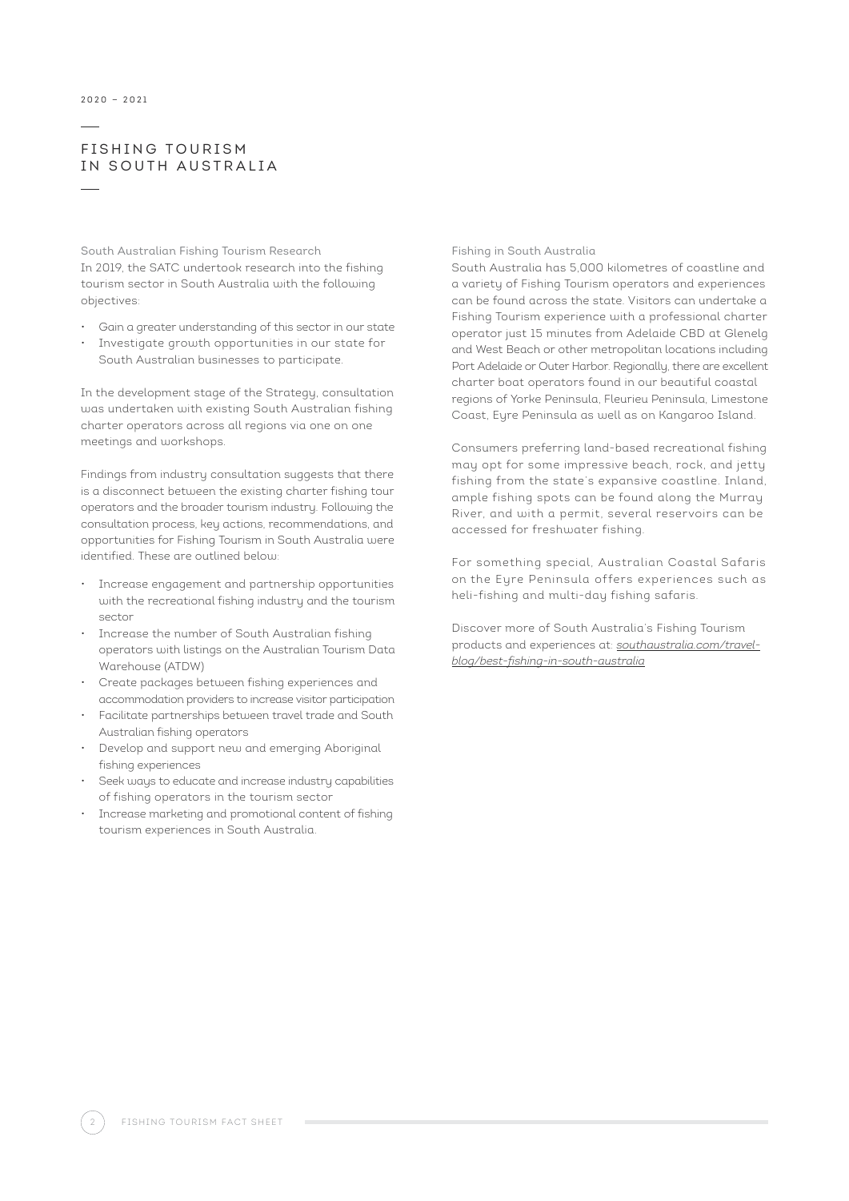2020 – 2021

# FISHING TOURISM IN SOUTH AUSTRALIA

## South Australian Fishing Tourism Research

In 2019, the SATC undertook research into the fishing tourism sector in South Australia with the following objectives:

- Gain a greater understanding of this sector in our state
- Investigate growth opportunities in our state for South Australian businesses to participate.

In the development stage of the Strategy, consultation was undertaken with existing South Australian fishing charter operators across all regions via one on one meetings and workshops.

Findings from industry consultation suggests that there is a disconnect between the existing charter fishing tour operators and the broader tourism industry. Following the consultation process, key actions, recommendations, and opportunities for Fishing Tourism in South Australia were identified. These are outlined below:

- Increase engagement and partnership opportunities with the recreational fishing industry and the tourism sector
- Increase the number of South Australian fishing operators with listings on the Australian Tourism Data Warehouse (ATDW)
- Create packages between fishing experiences and accommodation providers to increase visitor participation
- Facilitate partnerships between travel trade and South Australian fishing operators
- Develop and support new and emerging Aboriginal fishing experiences
- Seek ways to educate and increase industry capabilities of fishing operators in the tourism sector
- Increase marketing and promotional content of fishing tourism experiences in South Australia.

## Fishing in South Australia

South Australia has 5,000 kilometres of coastline and a variety of Fishing Tourism operators and experiences can be found across the state. Visitors can undertake a Fishing Tourism experience with a professional charter operator just 15 minutes from Adelaide CBD at Glenelg and West Beach or other metropolitan locations including Port Adelaide or Outer Harbor. Regionally, there are excellent charter boat operators found in our beautiful coastal regions of Yorke Peninsula, Fleurieu Peninsula, Limestone Coast, Eyre Peninsula as well as on Kangaroo Island.

Consumers preferring land-based recreational fishing may opt for some impressive beach, rock, and jetty fishing from the state's expansive coastline. Inland, ample fishing spots can be found along the Murray River, and with a permit, several reservoirs can be accessed for freshwater fishing.

For something special, Australian Coastal Safaris on the Eyre Peninsula offers experiences such as heli-fishing and multi-day fishing safaris.

Discover more of South Australia's Fishing Tourism products and experiences at: *southaustralia.com/travel-blog/best-fishing-in-south-australia*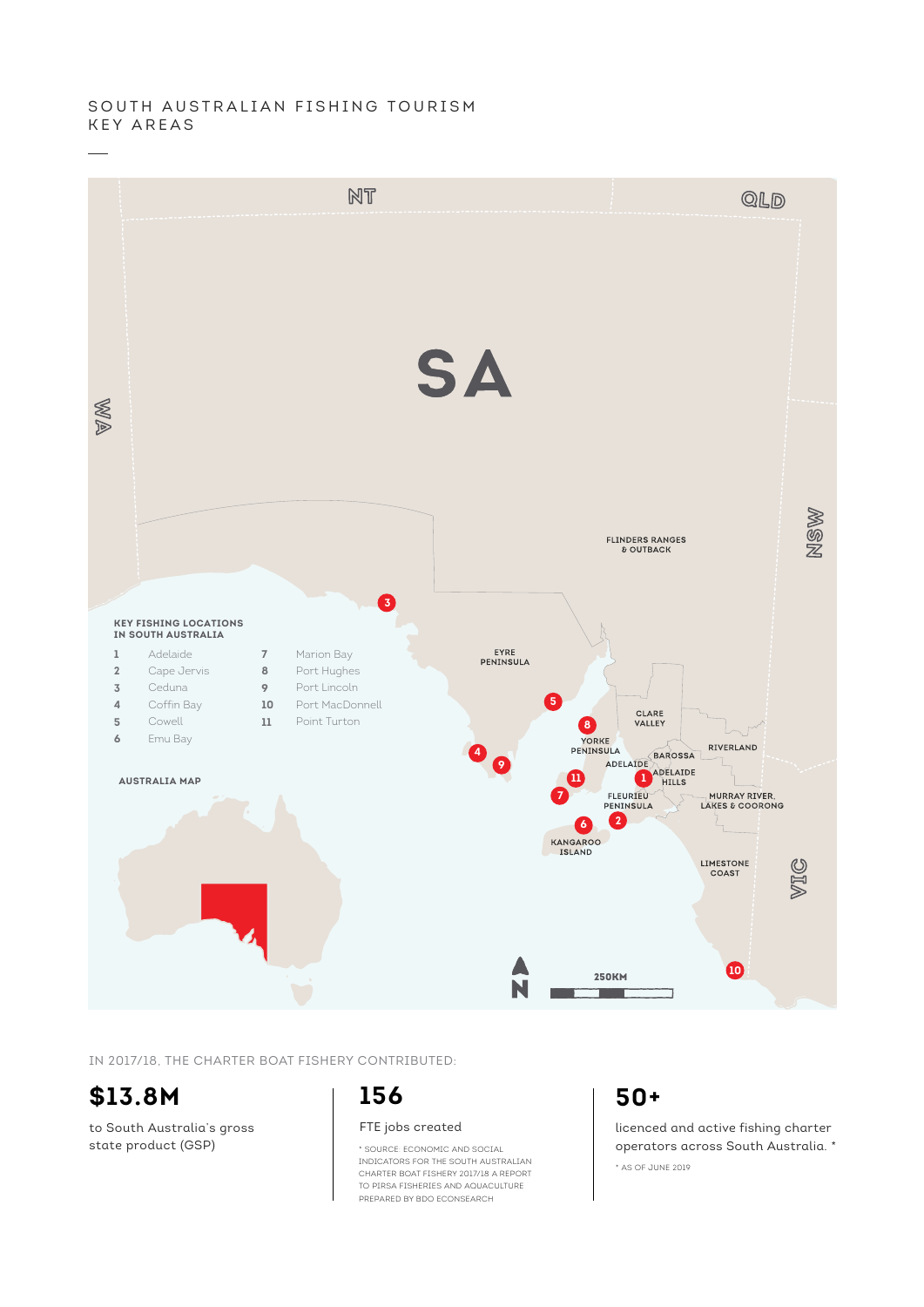# SOUTH AUSTRALIAN FISHING TOURISM KEY AREAS

NT

QLD

SA

WA

NSW

VIC

FLINDERS RANGES & OUTBACK

EYRE PENINSULA

CLARE VALLEY

YORKE PENINSULA

BAROSSA

RIVERLAND

ADELAIDE

ADELAIDE HILLS

FLEURIEU PENINSULA

MURRAY RIVER, LAKES & COORONG

KANGAROO ISLAND

LIMESTONE COAST

### KEY FISHING LOCATIONS IN SOUTH AUSTRALIA

1. Adelaide
2. Cape Jervis
3. Ceduna
4. Coffin Bay
5. Cowell
6. Emu Bay
7. Marion Bay
8. Port Hughes
9. Port Lincoln
10. Port MacDonnell
11. Point Turton

AUSTRALIA MAP

N

250KM

IN 2017/18, THE CHARTER BOAT FISHERY CONTRIBUTED:

**$13.8M**

to South Australia's gross state product (GSP)

**156**

FTE jobs created

* SOURCE: ECONOMIC AND SOCIAL INDICATORS FOR THE SOUTH AUSTRALIAN CHARTER BOAT FISHERY 2017/18 A REPORT TO PIRSA FISHERIES AND AQUACULTURE PREPARED BY BDO ECONSEARCH

**50+**

licenced and active fishing charter operators across South Australia. *

* AS OF JUNE 2019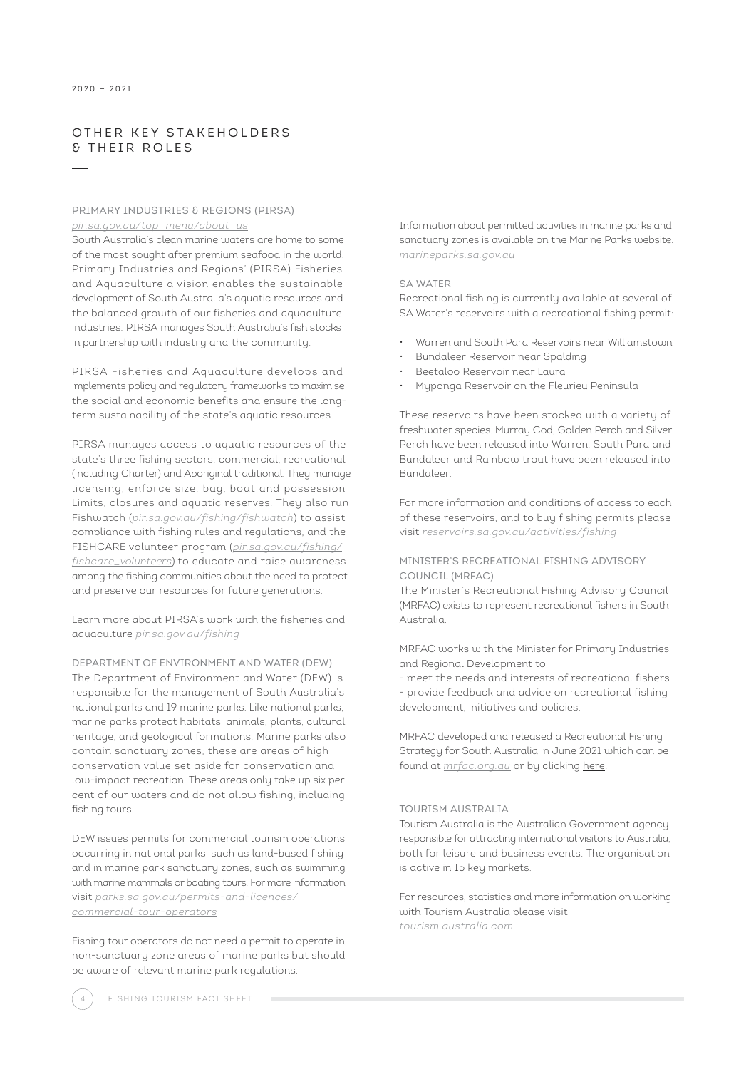# OTHER KEY STAKEHOLDERS & THEIR ROLES

## PRIMARY INDUSTRIES & REGIONS (PIRSA)

pir.sa.gov.au/top_menu/about_us

South Australia's clean marine waters are home to some of the most sought after premium seafood in the world. Primary Industries and Regions' (PIRSA) Fisheries and Aquaculture division enables the sustainable development of South Australia's aquatic resources and the balanced growth of our fisheries and aquaculture industries. PIRSA manages South Australia's fish stocks in partnership with industry and the community.

PIRSA Fisheries and Aquaculture develops and implements policy and regulatory frameworks to maximise the social and economic benefits and ensure the long-term sustainability of the state's aquatic resources.

PIRSA manages access to aquatic resources of the state's three fishing sectors, commercial, recreational (including Charter) and Aboriginal traditional. They manage licensing, enforce size, bag, boat and possession Limits, closures and aquatic reserves. They also run Fishwatch (pir.sa.gov.au/fishing/fishwatch) to assist compliance with fishing rules and regulations, and the FISHCARE volunteer program (pir.sa.gov.au/fishing/fishcare_volunteers) to educate and raise awareness among the fishing communities about the need to protect and preserve our resources for future generations.

Learn more about PIRSA's work with the fisheries and aquaculture pir.sa.gov.au/fishing

## DEPARTMENT OF ENVIRONMENT AND WATER (DEW)

The Department of Environment and Water (DEW) is responsible for the management of South Australia's national parks and 19 marine parks. Like national parks, marine parks protect habitats, animals, plants, cultural heritage, and geological formations. Marine parks also contain sanctuary zones; these are areas of high conservation value set aside for conservation and low-impact recreation. These areas only take up six per cent of our waters and do not allow fishing, including fishing tours.

DEW issues permits for commercial tourism operations occurring in national parks, such as land-based fishing and in marine park sanctuary zones, such as swimming with marine mammals or boating tours. For more information visit parks.sa.gov.au/permits-and-licences/commercial-tour-operators

Fishing tour operators do not need a permit to operate in non-sanctuary zone areas of marine parks but should be aware of relevant marine park regulations.

Information about permitted activities in marine parks and sanctuary zones is available on the Marine Parks website. marineparks.sa.gov.au

## SA WATER

Recreational fishing is currently available at several of SA Water's reservoirs with a recreational fishing permit:

- Warren and South Para Reservoirs near Williamstown
- Bundaleer Reservoir near Spalding
- Beetaloo Reservoir near Laura
- Myponga Reservoir on the Fleurieu Peninsula

These reservoirs have been stocked with a variety of freshwater species. Murray Cod, Golden Perch and Silver Perch have been released into Warren, South Para and Bundaleer and Rainbow trout have been released into Bundaleer.

For more information and conditions of access to each of these reservoirs, and to buy fishing permits please visit reservoirs.sa.gov.au/activities/fishing

## MINISTER'S RECREATIONAL FISHING ADVISORY COUNCIL (MRFAC)

The Minister's Recreational Fishing Advisory Council (MRFAC) exists to represent recreational fishers in South Australia.

MRFAC works with the Minister for Primary Industries and Regional Development to:

- meet the needs and interests of recreational fishers
- provide feedback and advice on recreational fishing development, initiatives and policies.

MRFAC developed and released a Recreational Fishing Strategy for South Australia in June 2021 which can be found at mrfac.org.au or by clicking here.

## TOURISM AUSTRALIA

Tourism Australia is the Australian Government agency responsible for attracting international visitors to Australia, both for leisure and business events. The organisation is active in 15 key markets.

For resources, statistics and more information on working with Tourism Australia please visit tourism.australia.com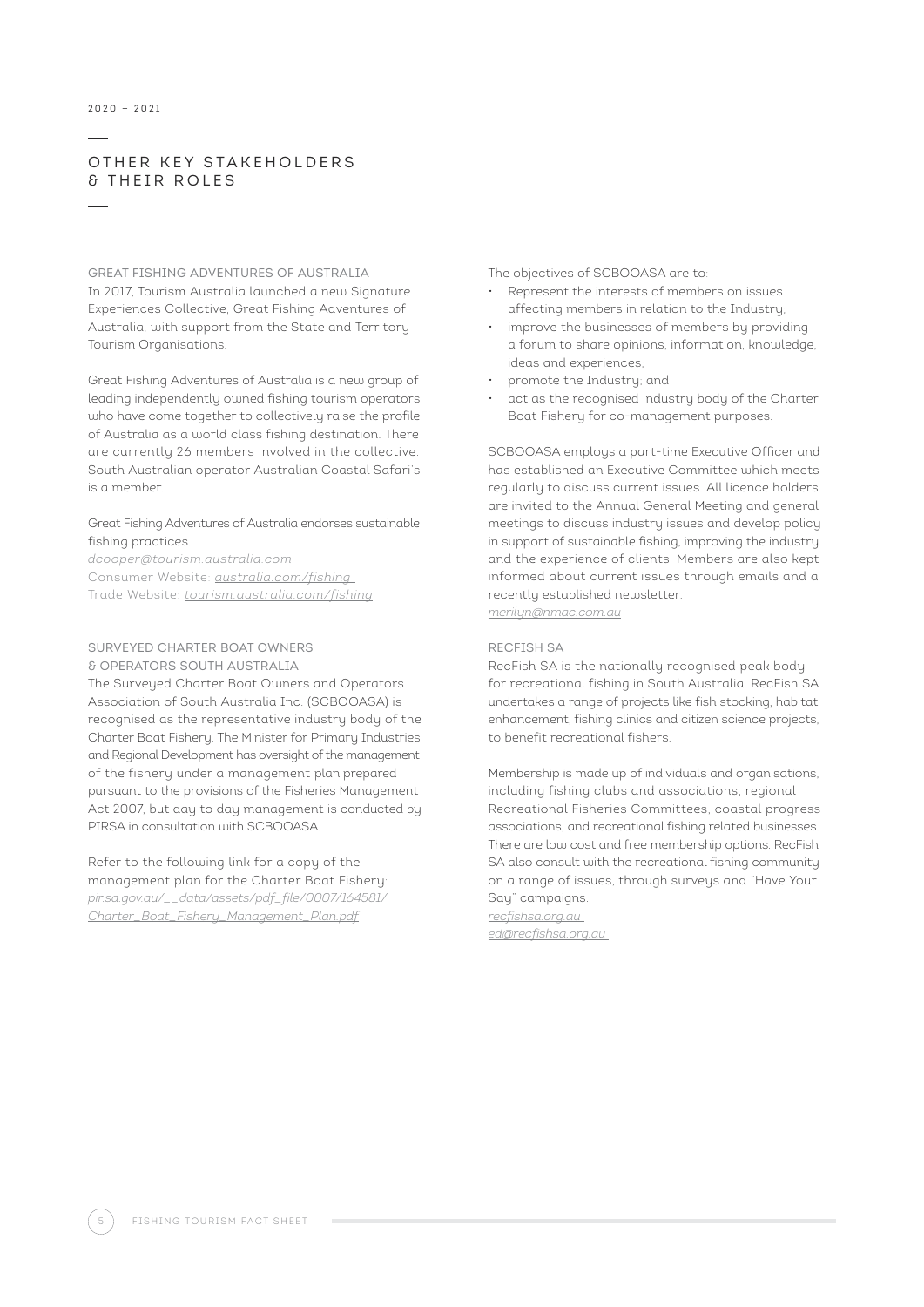## OTHER KEY STAKEHOLDERS & THEIR ROLES

### GREAT FISHING ADVENTURES OF AUSTRALIA

In 2017, Tourism Australia launched a new Signature Experiences Collective, Great Fishing Adventures of Australia, with support from the State and Territory Tourism Organisations.

Great Fishing Adventures of Australia is a new group of leading independently owned fishing tourism operators who have come together to collectively raise the profile of Australia as a world class fishing destination. There are currently 26 members involved in the collective. South Australian operator Australian Coastal Safari's is a member.

Great Fishing Adventures of Australia endorses sustainable fishing practices.

*dcooper@tourism.australia.com*
Consumer Website: *australia.com/fishing*
Trade Website: *tourism.australia.com/fishing*

### SURVEYED CHARTER BOAT OWNERS & OPERATORS SOUTH AUSTRALIA

The Surveyed Charter Boat Owners and Operators Association of South Australia Inc. (SCBOOASA) is recognised as the representative industry body of the Charter Boat Fishery. The Minister for Primary Industries and Regional Development has oversight of the management of the fishery under a management plan prepared pursuant to the provisions of the Fisheries Management Act 2007, but day to day management is conducted by PIRSA in consultation with SCBOOASA.

Refer to the following link for a copy of the management plan for the Charter Boat Fishery:
*pir.sa.gov.au/__data/assets/pdf_file/0007/164581/Charter_Boat_Fishery_Management_Plan.pdf*

The objectives of SCBOOASA are to:

- Represent the interests of members on issues affecting members in relation to the Industry;
- improve the businesses of members by providing a forum to share opinions, information, knowledge, ideas and experiences;
- promote the Industry; and
- act as the recognised industry body of the Charter Boat Fishery for co-management purposes.

SCBOOASA employs a part-time Executive Officer and has established an Executive Committee which meets regularly to discuss current issues. All licence holders are invited to the Annual General Meeting and general meetings to discuss industry issues and develop policy in support of sustainable fishing, improving the industry and the experience of clients. Members are also kept informed about current issues through emails and a recently established newsletter.

*merilyn@nmac.com.au*

### RECFISH SA

RecFish SA is the nationally recognised peak body for recreational fishing in South Australia. RecFish SA undertakes a range of projects like fish stocking, habitat enhancement, fishing clinics and citizen science projects, to benefit recreational fishers.

Membership is made up of individuals and organisations, including fishing clubs and associations, regional Recreational Fisheries Committees, coastal progress associations, and recreational fishing related businesses. There are low cost and free membership options. RecFish SA also consult with the recreational fishing community on a range of issues, through surveys and "Have Your Say" campaigns.

*recfishsa.org.au*
*ed@recfishsa.org.au*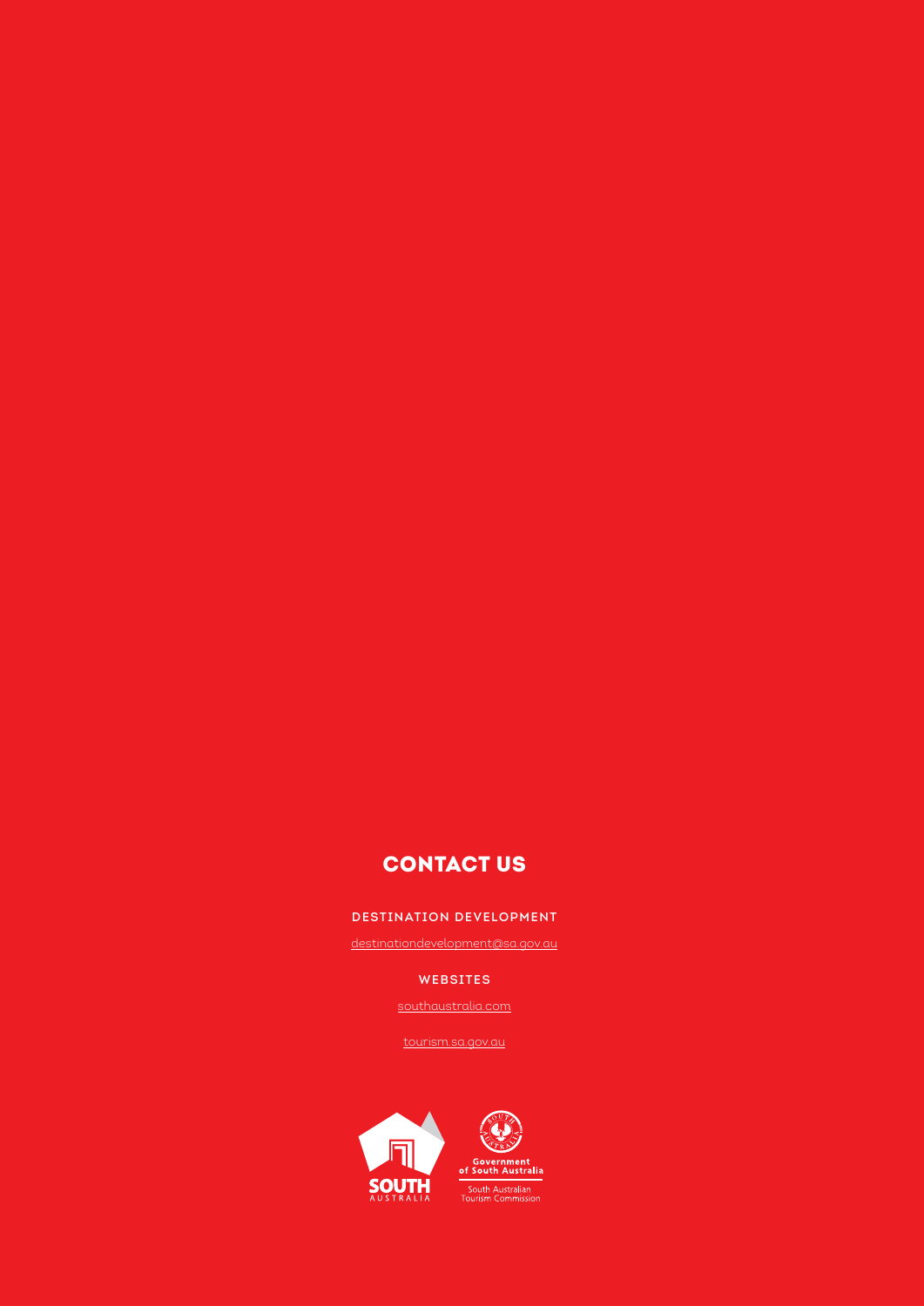# CONTACT US

**DESTINATION DEVELOPMENT**

destinationdevelopment@sa.gov.au

**WEBSITES**

southaustralia.com

tourism.sa.gov.au

SOUTH AUSTRALIA

Government of South Australia

South Australian Tourism Commission